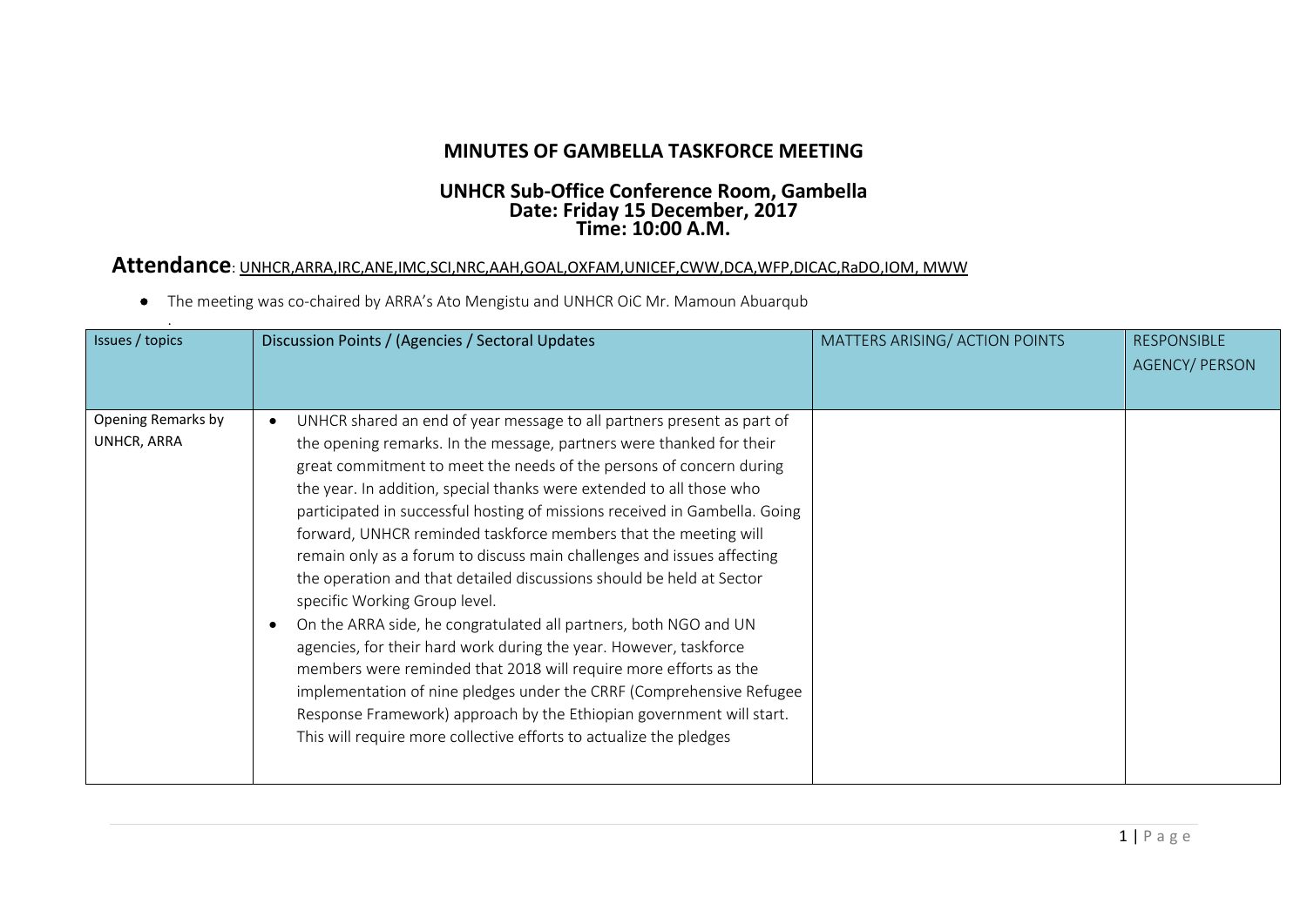# MINUTES OF GAMBELLA TASKFORCE MEETING

## UNHCR Sub-Office Conference Room, Gambella
## Date: Friday 15 December, 2017
## Time: 10:00 A.M.

**Attendance**: UNHCR,ARRA,IRC,ANE,IMC,SCI,NRC,AAH,GOAL,OXFAM,UNICEF,CWW,DCA,WFP,DICAC,RaDO,IOM, MWW

- The meeting was co-chaired by ARRA's Ato Mengistu and UNHCR OiC Mr. Mamoun Abuarqub

| Issues / topics | Discussion Points / (Agencies / Sectoral Updates | MATTERS ARISING/ ACTION POINTS | RESPONSIBLE AGENCY/ PERSON |
|---|---|---|---|
| Opening Remarks by UNHCR, ARRA | • UNHCR shared an end of year message to all partners present as part of the opening remarks. In the message, partners were thanked for their great commitment to meet the needs of the persons of concern during the year. In addition, special thanks were extended to all those who participated in successful hosting of missions received in Gambella. Going forward, UNHCR reminded taskforce members that the meeting will remain only as a forum to discuss main challenges and issues affecting the operation and that detailed discussions should be held at Sector specific Working Group level.<br>• On the ARRA side, he congratulated all partners, both NGO and UN agencies, for their hard work during the year. However, taskforce members were reminded that 2018 will require more efforts as the implementation of nine pledges under the CRRF (Comprehensive Refugee Response Framework) approach by the Ethiopian government will start. This will require more collective efforts to actualize the pledges | | |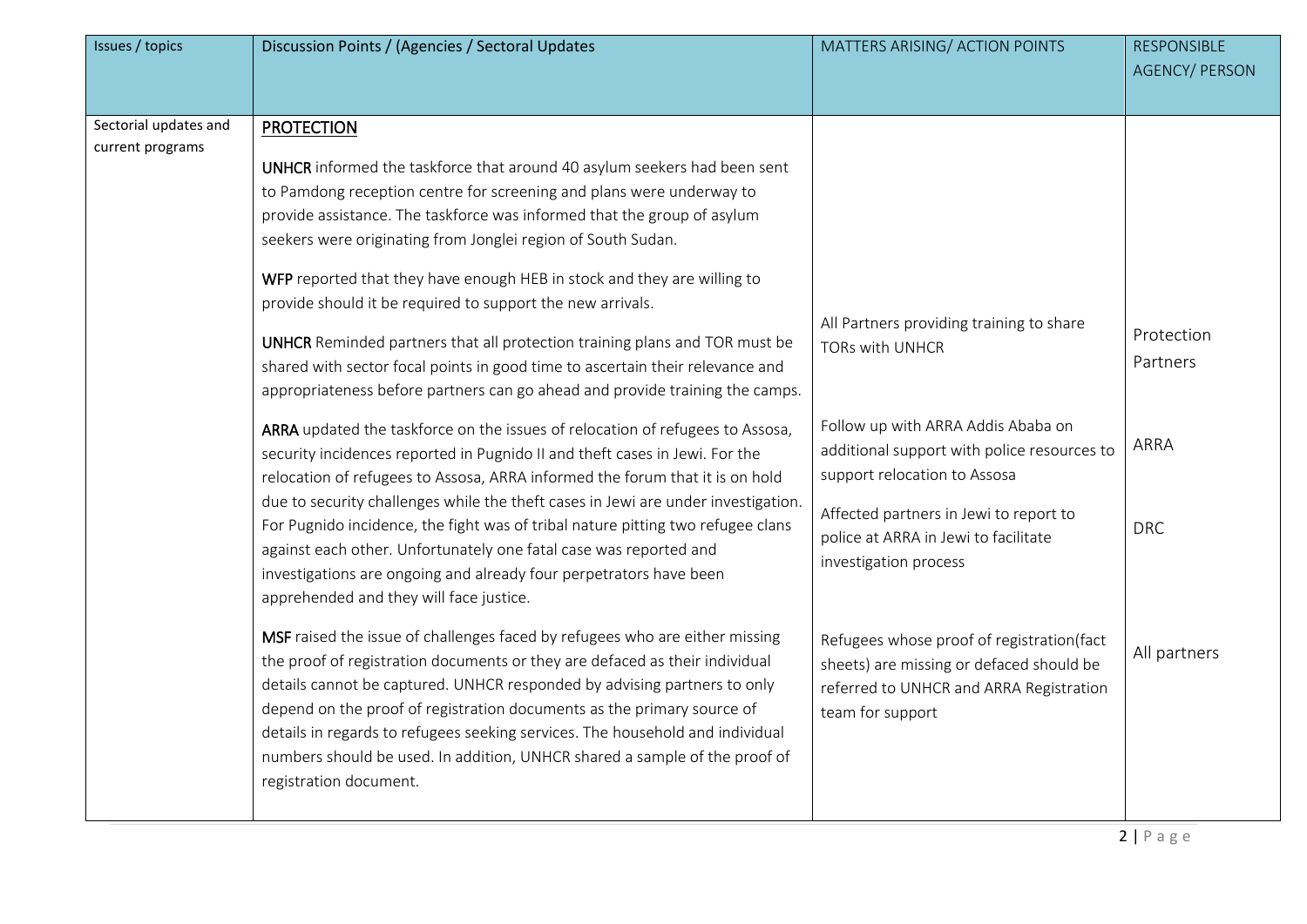| Issues / topics | Discussion Points / (Agencies / Sectoral Updates | MATTERS ARISING/ ACTION POINTS | RESPONSIBLE AGENCY/ PERSON |
|---|---|---|---|
| Sectorial updates and current programs | <u>PROTECTION</u><br><br>**UNHCR** informed the taskforce that around 40 asylum seekers had been sent to Pamdong reception centre for screening and plans were underway to provide assistance. The taskforce was informed that the group of asylum seekers were originating from Jonglei region of South Sudan.<br><br>**WFP** reported that they have enough HEB in stock and they are willing to provide should it be required to support the new arrivals.<br><br>**UNHCR** Reminded partners that all protection training plans and TOR must be shared with sector focal points in good time to ascertain their relevance and appropriateness before partners can go ahead and provide training the camps. | All Partners providing training to share TORs with UNHCR | Protection Partners |
| | **ARRA** updated the taskforce on the issues of relocation of refugees to Assosa, security incidences reported in Pugnido II and theft cases in Jewi. For the relocation of refugees to Assosa, ARRA informed the forum that it is on hold due to security challenges while the theft cases in Jewi are under investigation. For Pugnido incidence, the fight was of tribal nature pitting two refugee clans against each other. Unfortunately one fatal case was reported and investigations are ongoing and already four perpetrators have been apprehended and they will face justice. | Follow up with ARRA Addis Ababa on additional support with police resources to support relocation to Assosa<br><br>Affected partners in Jewi to report to police at ARRA in Jewi to facilitate investigation process | ARRA<br><br>DRC |
| | **MSF** raised the issue of challenges faced by refugees who are either missing the proof of registration documents or they are defaced as their individual details cannot be captured. UNHCR responded by advising partners to only depend on the proof of registration documents as the primary source of details in regards to refugees seeking services. The household and individual numbers should be used. In addition, UNHCR shared a sample of the proof of registration document. | Refugees whose proof of registration(fact sheets) are missing or defaced should be referred to UNHCR and ARRA Registration team for support | All partners |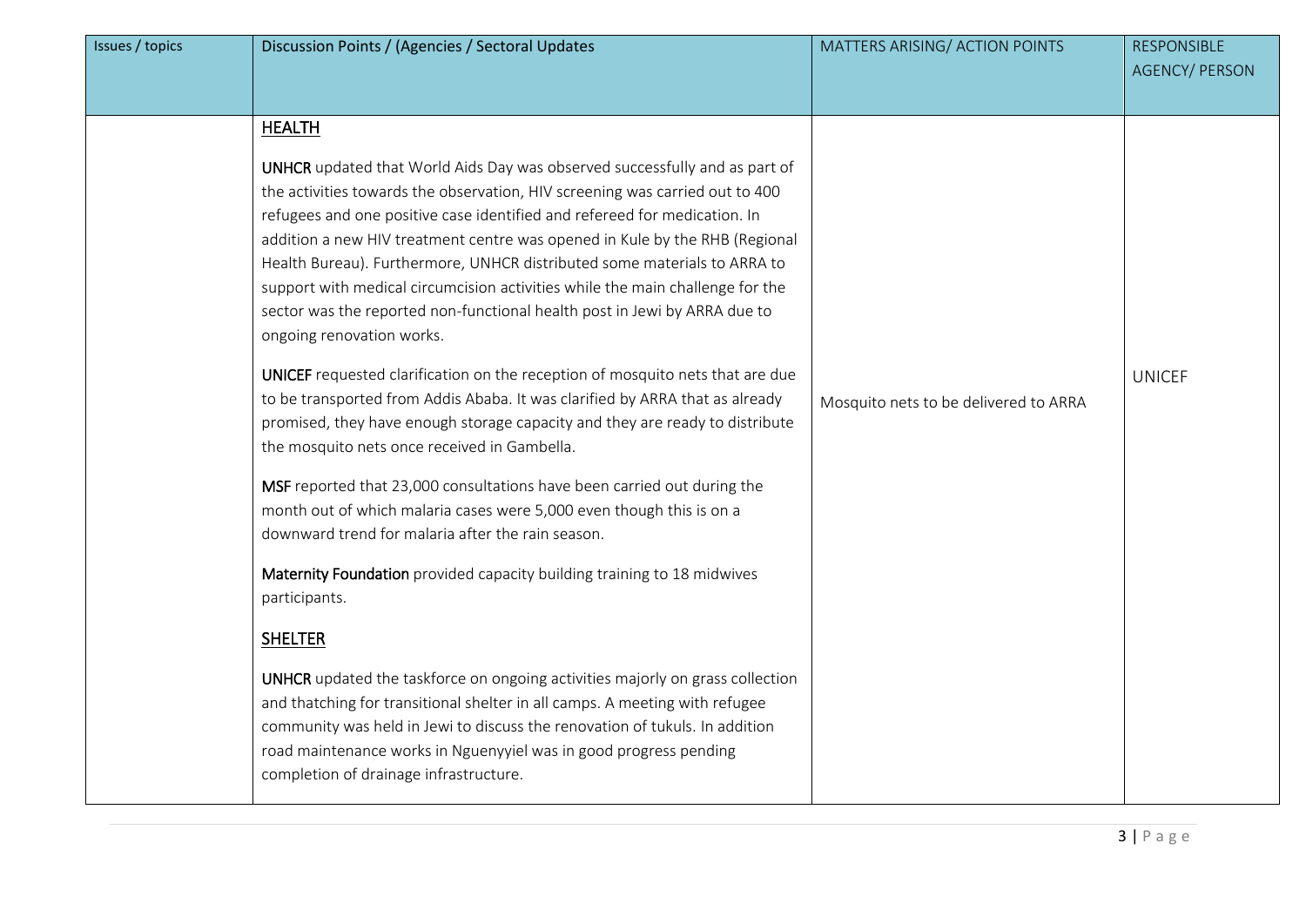| Issues / topics | Discussion Points / (Agencies / Sectoral Updates | MATTERS ARISING/ ACTION POINTS | RESPONSIBLE AGENCY/ PERSON |
|---|---|---|---|
| | **HEALTH**<br><br>**UNHCR** updated that World Aids Day was observed successfully and as part of the activities towards the observation, HIV screening was carried out to 400 refugees and one positive case identified and refereed for medication. In addition a new HIV treatment centre was opened in Kule by the RHB (Regional Health Bureau). Furthermore, UNHCR distributed some materials to ARRA to support with medical circumcision activities while the main challenge for the sector was the reported non-functional health post in Jewi by ARRA due to ongoing renovation works.<br><br>**UNICEF** requested clarification on the reception of mosquito nets that are due to be transported from Addis Ababa. It was clarified by ARRA that as already promised, they have enough storage capacity and they are ready to distribute the mosquito nets once received in Gambella.<br><br>**MSF** reported that 23,000 consultations have been carried out during the month out of which malaria cases were 5,000 even though this is on a downward trend for malaria after the rain season.<br><br>**Maternity Foundation** provided capacity building training to 18 midwives participants.<br><br>**SHELTER**<br><br>**UNHCR** updated the taskforce on ongoing activities majorly on grass collection and thatching for transitional shelter in all camps. A meeting with refugee community was held in Jewi to discuss the renovation of tukuls. In addition road maintenance works in Nguenyyiel was in good progress pending completion of drainage infrastructure. | Mosquito nets to be delivered to ARRA | UNICEF |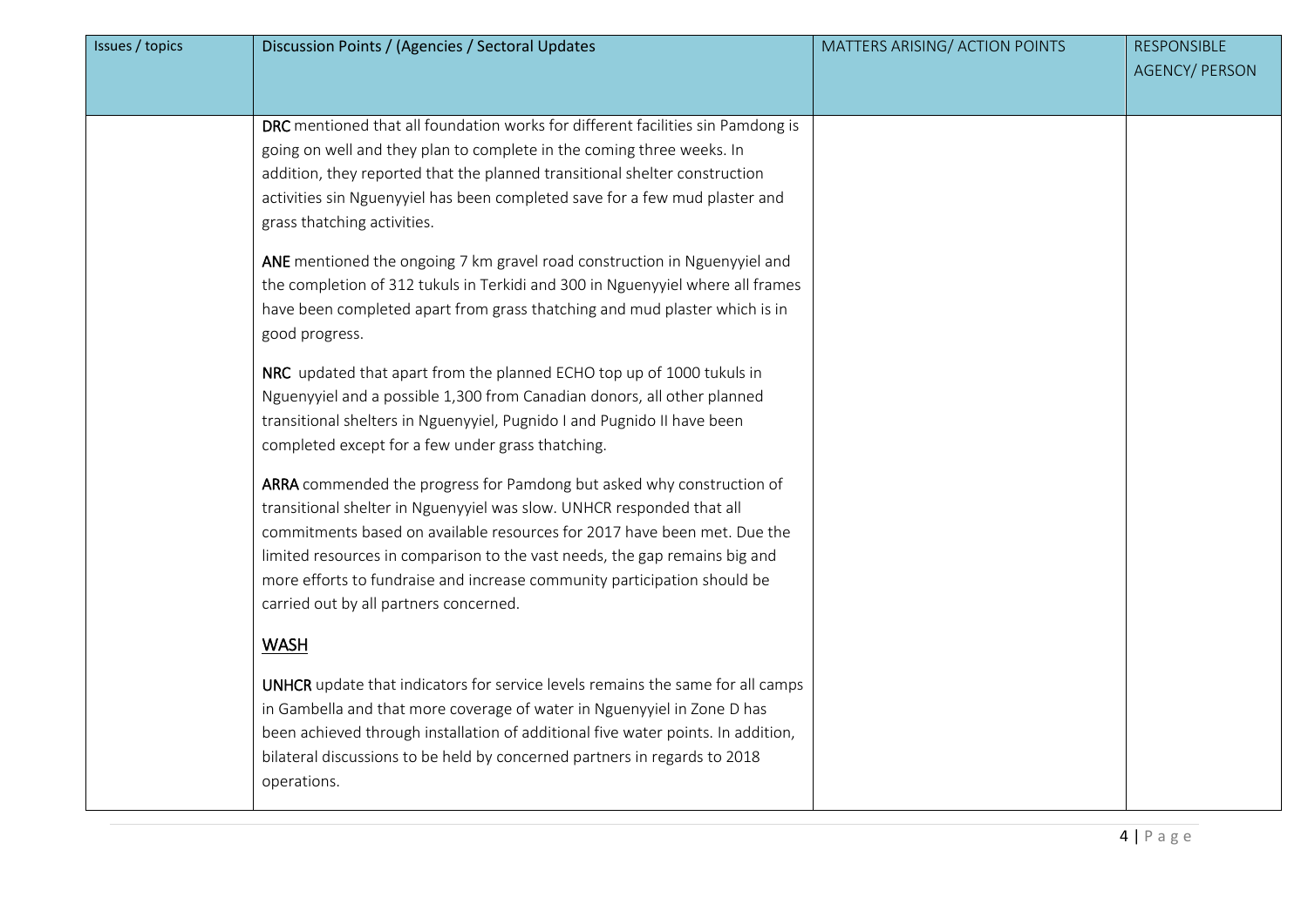| Issues / topics | Discussion Points / (Agencies / Sectoral Updates | MATTERS ARISING/ ACTION POINTS | RESPONSIBLE AGENCY/ PERSON |
|---|---|---|---|
| | **DRC** mentioned that all foundation works for different facilities sin Pamdong is going on well and they plan to complete in the coming three weeks. In addition, they reported that the planned transitional shelter construction activities sin Nguenyyiel has been completed save for a few mud plaster and grass thatching activities.<br><br>**ANE** mentioned the ongoing 7 km gravel road construction in Nguenyyiel and the completion of 312 tukuls in Terkidi and 300 in Nguenyyiel where all frames have been completed apart from grass thatching and mud plaster which is in good progress.<br><br>**NRC** updated that apart from the planned ECHO top up of 1000 tukuls in Nguenyyiel and a possible 1,300 from Canadian donors, all other planned transitional shelters in Nguenyyiel, Pugnido I and Pugnido II have been completed except for a few under grass thatching.<br><br>**ARRA** commended the progress for Pamdong but asked why construction of transitional shelter in Nguenyyiel was slow. UNHCR responded that all commitments based on available resources for 2017 have been met. Due the limited resources in comparison to the vast needs, the gap remains big and more efforts to fundraise and increase community participation should be carried out by all partners concerned.<br><br>**<u>WASH</u>**<br><br>**UNHCR** update that indicators for service levels remains the same for all camps in Gambella and that more coverage of water in Nguenyyiel in Zone D has been achieved through installation of additional five water points. In addition, bilateral discussions to be held by concerned partners in regards to 2018 operations. | | |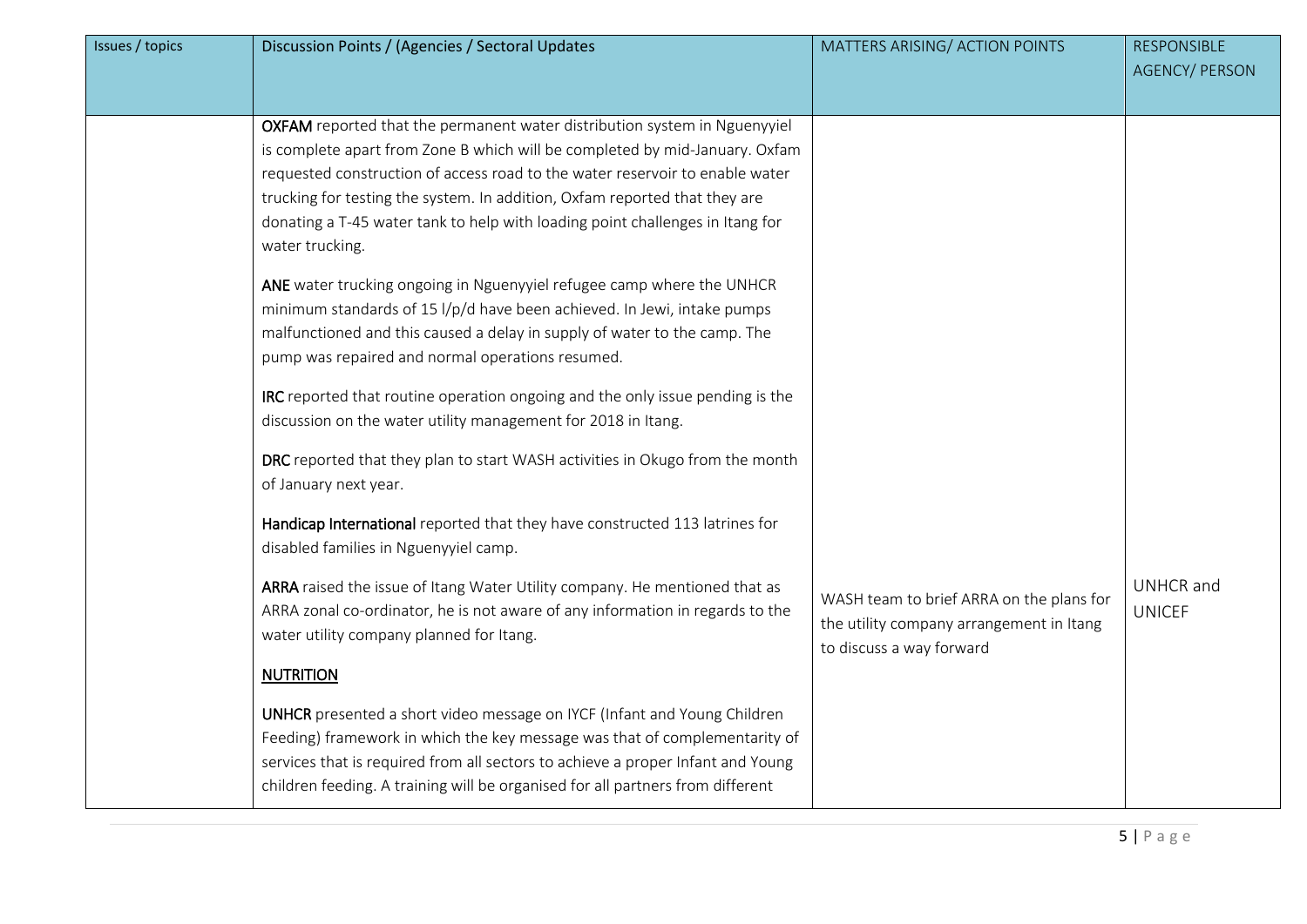| Issues / topics | Discussion Points / (Agencies / Sectoral Updates | MATTERS ARISING/ ACTION POINTS | RESPONSIBLE AGENCY/ PERSON |
|---|---|---|---|
| | **OXFAM** reported that the permanent water distribution system in Nguenyyiel is complete apart from Zone B which will be completed by mid-January. Oxfam requested construction of access road to the water reservoir to enable water trucking for testing the system. In addition, Oxfam reported that they are donating a T-45 water tank to help with loading point challenges in Itang for water trucking.<br><br>**ANE** water trucking ongoing in Nguenyyiel refugee camp where the UNHCR minimum standards of 15 l/p/d have been achieved. In Jewi, intake pumps malfunctioned and this caused a delay in supply of water to the camp. The pump was repaired and normal operations resumed.<br><br>**IRC** reported that routine operation ongoing and the only issue pending is the discussion on the water utility management for 2018 in Itang.<br><br>**DRC** reported that they plan to start WASH activities in Okugo from the month of January next year.<br><br>**Handicap International** reported that they have constructed 113 latrines for disabled families in Nguenyyiel camp.<br><br>**ARRA** raised the issue of Itang Water Utility company. He mentioned that as ARRA zonal co-ordinator, he is not aware of any information in regards to the water utility company planned for Itang.<br><br>**<u>NUTRITION</u>**<br><br>**UNHCR** presented a short video message on IYCF (Infant and Young Children Feeding) framework in which the key message was that of complementarity of services that is required from all sectors to achieve a proper Infant and Young children feeding. A training will be organised for all partners from different | WASH team to brief ARRA on the plans for the utility company arrangement in Itang to discuss a way forward | UNHCR and UNICEF |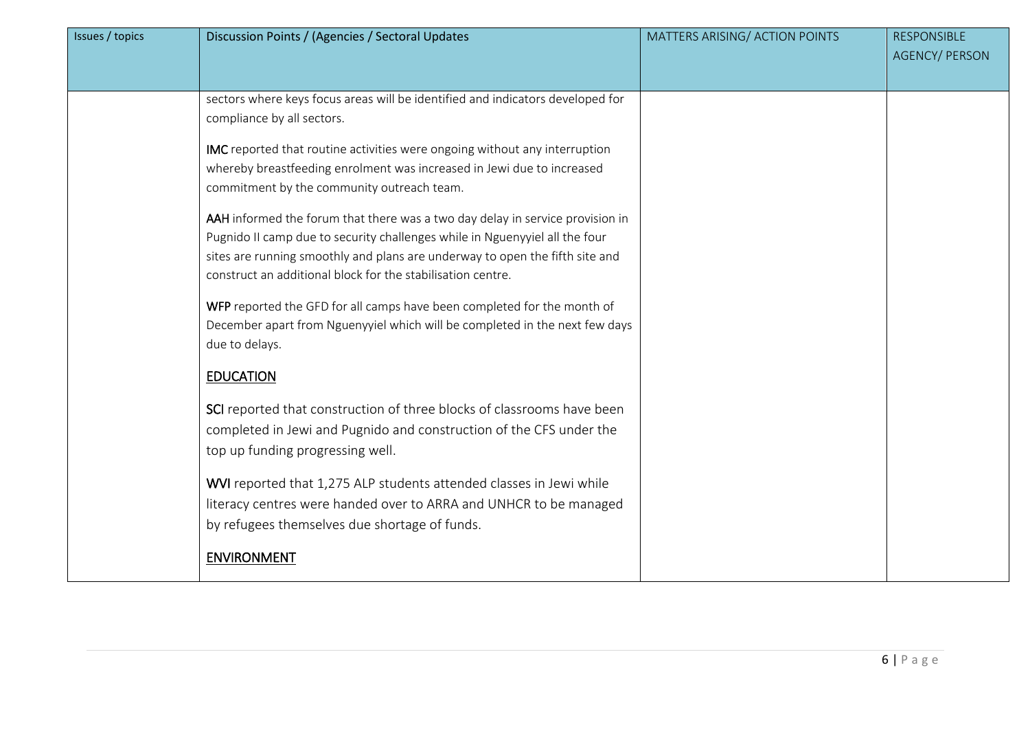| Issues / topics | Discussion Points / (Agencies / Sectoral Updates | MATTERS ARISING/ ACTION POINTS | RESPONSIBLE AGENCY/ PERSON |
|---|---|---|---|
| | sectors where keys focus areas will be identified and indicators developed for compliance by all sectors.<br><br>**IMC** reported that routine activities were ongoing without any interruption whereby breastfeeding enrolment was increased in Jewi due to increased commitment by the community outreach team.<br><br>**AAH** informed the forum that there was a two day delay in service provision in Pugnido II camp due to security challenges while in Nguenyyiel all the four sites are running smoothly and plans are underway to open the fifth site and construct an additional block for the stabilisation centre.<br><br>**WFP** reported the GFD for all camps have been completed for the month of December apart from Nguenyyiel which will be completed in the next few days due to delays.<br><br><u>**EDUCATION**</u><br><br>**SCI** reported that construction of three blocks of classrooms have been completed in Jewi and Pugnido and construction of the CFS under the top up funding progressing well.<br><br>**WVI** reported that 1,275 ALP students attended classes in Jewi while literacy centres were handed over to ARRA and UNHCR to be managed by refugees themselves due shortage of funds.<br><br><u>**ENVIRONMENT**</u> | | |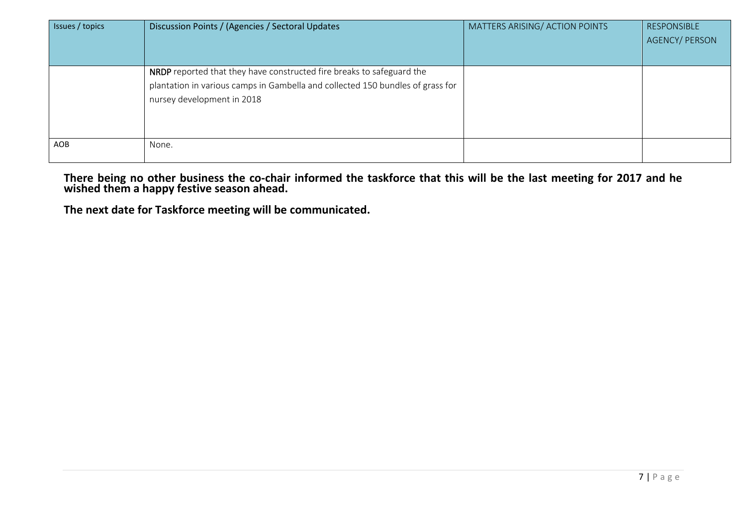| Issues / topics | Discussion Points / (Agencies / Sectoral Updates | MATTERS ARISING/ ACTION POINTS | RESPONSIBLE AGENCY/ PERSON |
|---|---|---|---|
| | **NRDP** reported that they have constructed fire breaks to safeguard the plantation in various camps in Gambella and collected 150 bundles of grass for nursey development in 2018 | | |
| AOB | None. | | |

**There being no other business the co-chair informed the taskforce that this will be the last meeting for 2017 and he wished them a happy festive season ahead.**

**The next date for Taskforce meeting will be communicated.**